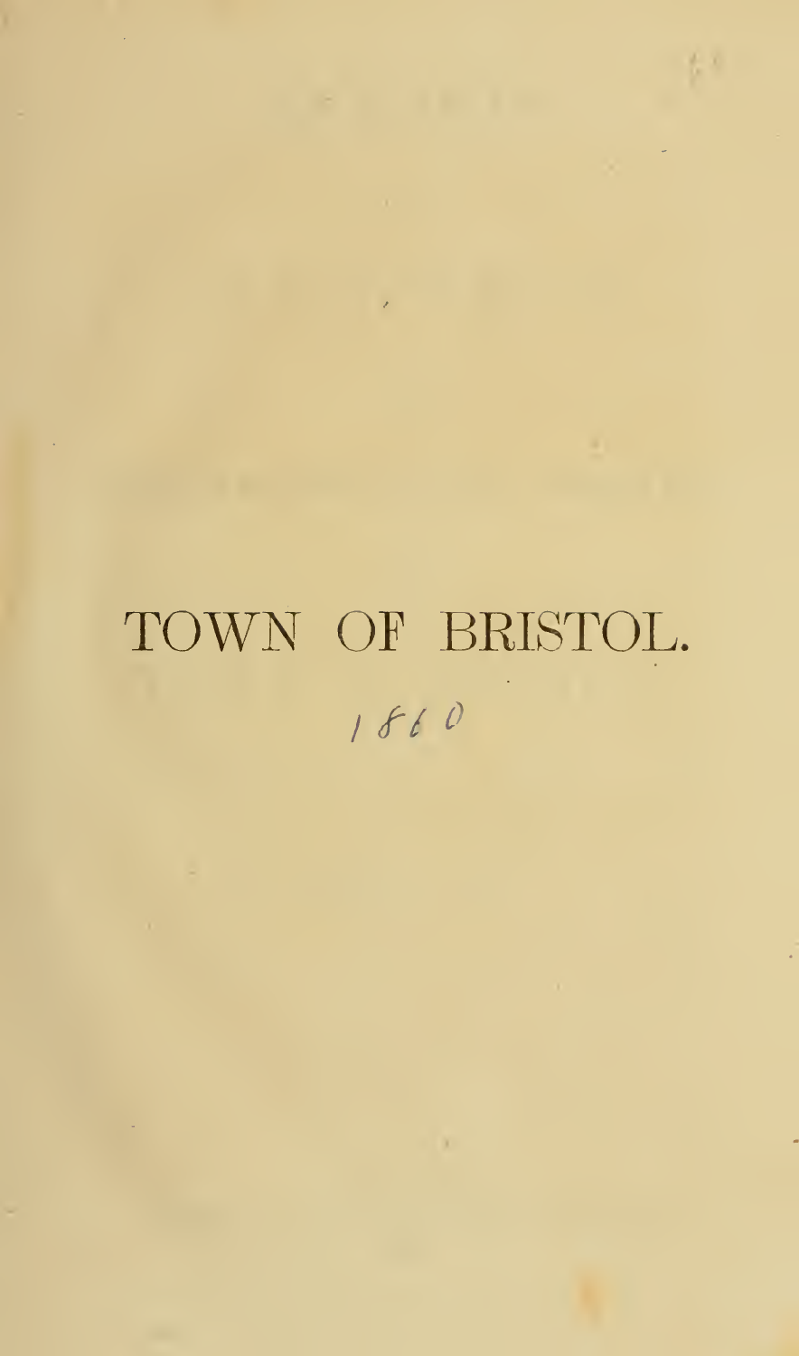# TOWN OF BRISTOL.

1860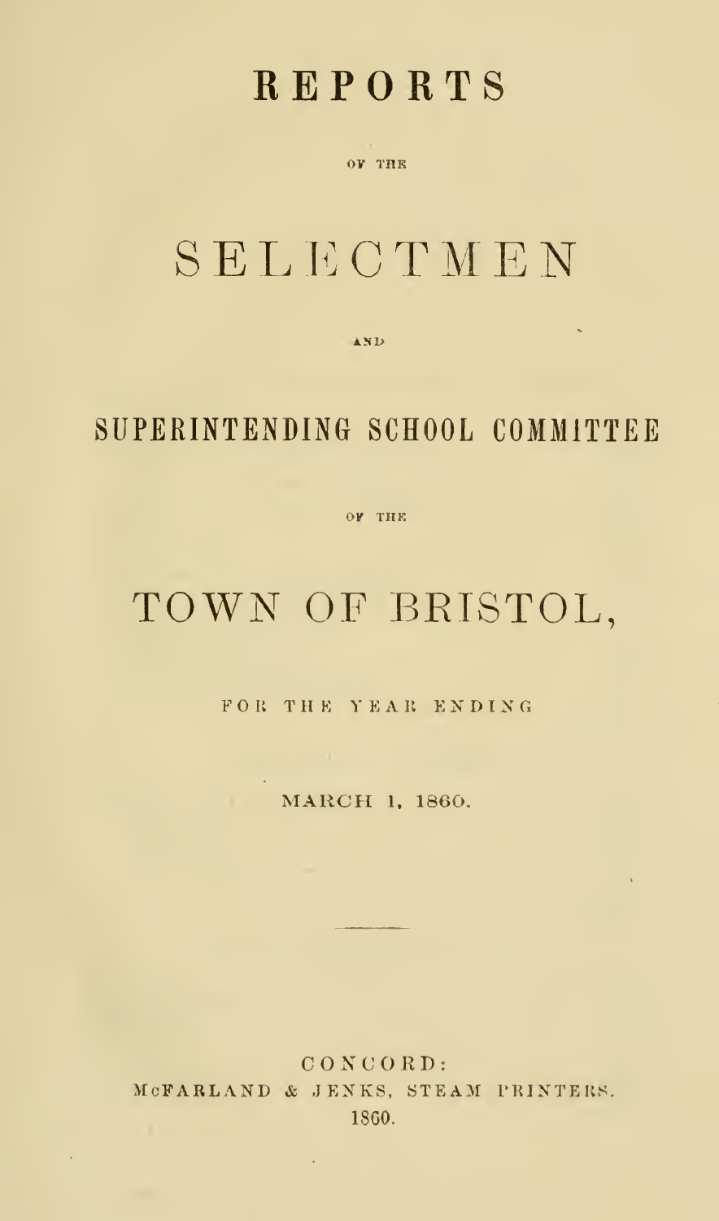# REPORTS

OF THE

# SELECTMEN

AND

## SUPERINTENDING SCHOOL COMMITTEE

OF THE

# TOWN OF BRISTOL,

FOR THE YEAR ENDING

MARCH 1, 1860.

---

CONCORD:
McFARLAND & JENKS, STEAM PRINTERS.
1860.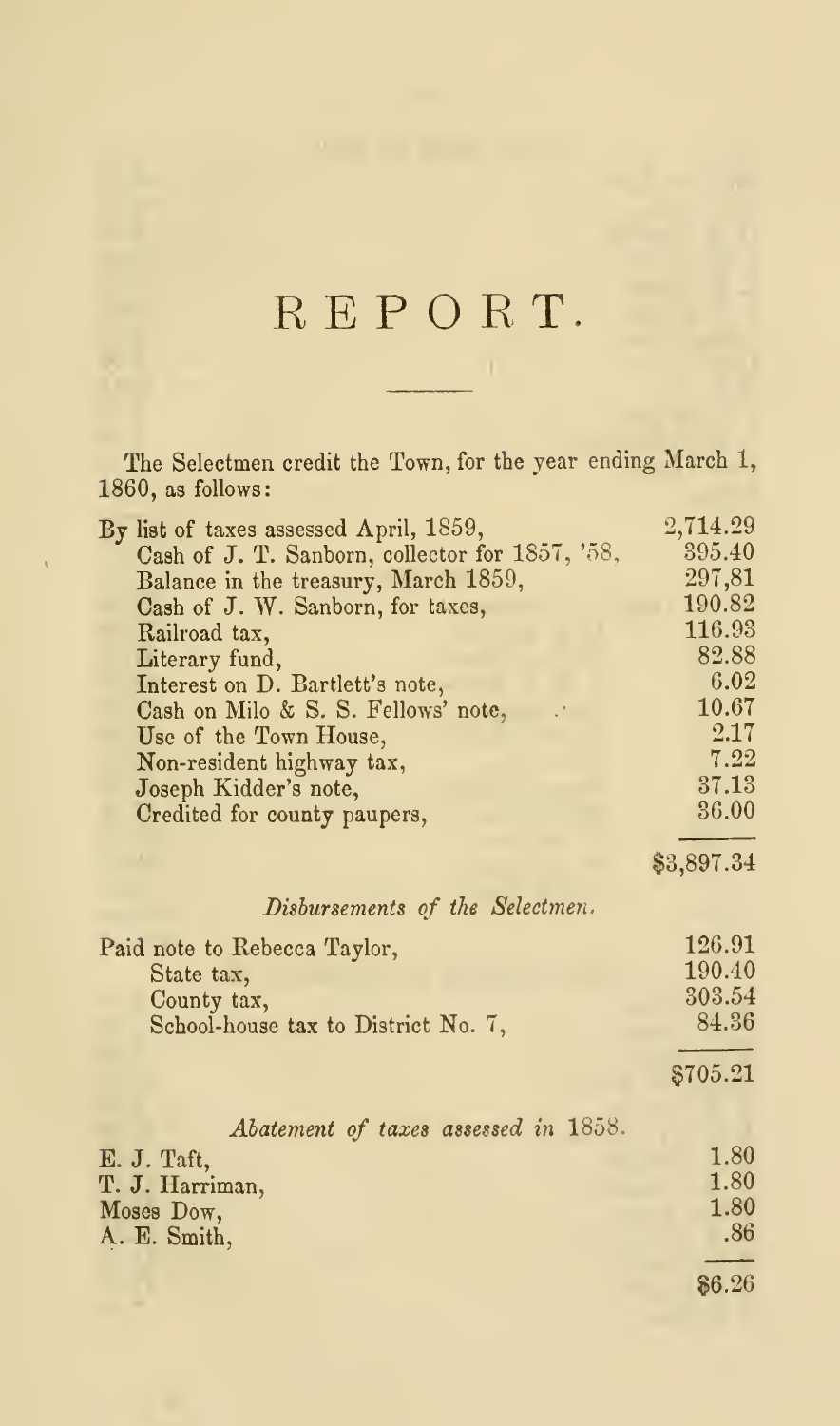# REPORT.

The Selectmen credit the Town, for the year ending March 1, 1860, as follows:

| | |
|---|---|
| By list of taxes assessed April, 1859, | 2,714.29 |
| Cash of J. T. Sanborn, collector for 1857, '58, | 395.40 |
| Balance in the treasury, March 1859, | 297,81 |
| Cash of J. W. Sanborn, for taxes, | 190.82 |
| Railroad tax, | 116.93 |
| Literary fund, | 82.88 |
| Interest on D. Bartlett's note, | 6.02 |
| Cash on Milo & S. S. Fellows' note, | 10.67 |
| Use of the Town House, | 2.17 |
| Non-resident highway tax, | 7.22 |
| Joseph Kidder's note, | 37.13 |
| Credited for county paupers, | 36.00 |
| | $3,897.34 |

*Disbursements of the Selectmen.*

| | |
|---|---|
| Paid note to Rebecca Taylor, | 126.91 |
| State tax, | 190.40 |
| County tax, | 303.54 |
| School-house tax to District No. 7, | 84.36 |
| | $705.21 |

*Abatement of taxes assessed in 1858.*

| | |
|---|---|
| E. J. Taft, | 1.80 |
| T. J. Harriman, | 1.80 |
| Moses Dow, | 1.80 |
| A. E. Smith, | .86 |
| | $6.26 |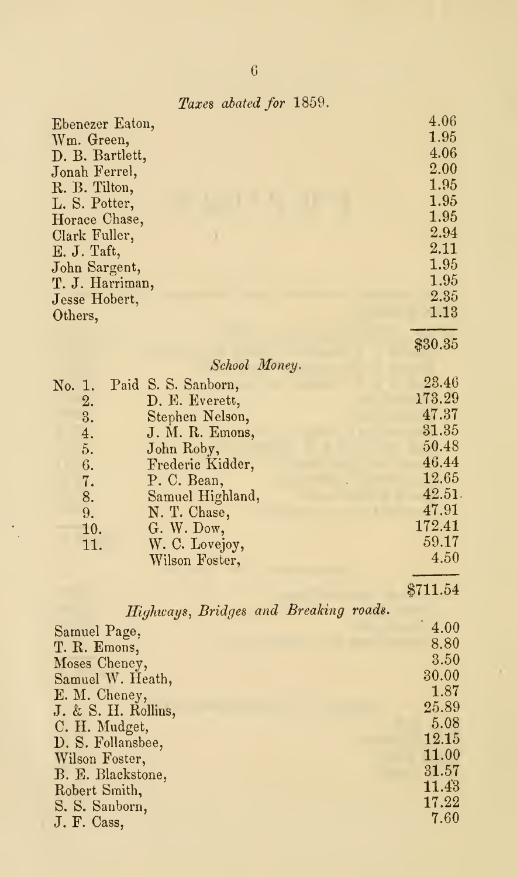*Taxes abated for 1859.*

| | |
|---|---|
| Ebenezer Eaton, | 4.06 |
| Wm. Green, | 1.95 |
| D. B. Bartlett, | 4.06 |
| Jonah Ferrel, | 2.00 |
| R. B. Tilton, | 1.95 |
| L. S. Potter, | 1.95 |
| Horace Chase, | 1.95 |
| Clark Fuller, | 2.94 |
| E. J. Taft, | 2.11 |
| John Sargent, | 1.95 |
| T. J. Harriman, | 1.95 |
| Jesse Hobert, | 2.35 |
| Others, | 1.13 |
| | $30.35 |

*School Money.*

| | | |
|---|---|---|
| No. 1. | Paid S. S. Sanborn, | 23.46 |
| 2. | D. E. Everett, | 173.29 |
| 3. | Stephen Nelson, | 47.37 |
| 4. | J. M. R. Emons, | 31.35 |
| 5. | John Roby, | 50.48 |
| 6. | Frederic Kidder, | 46.44 |
| 7. | P. C. Bean, | 12.65 |
| 8. | Samuel Highland, | 42.51. |
| 9. | N. T. Chase, | 47.91 |
| 10. | G. W. Dow, | 172.41 |
| 11. | W. C. Lovejoy, | 59.17 |
| | Wilson Foster, | 4.50 |
| | | $711.54 |

*Highways, Bridges and Breaking roads.*

| | |
|---|---|
| Samuel Page, | 4.00 |
| T. R. Emons, | 8.80 |
| Moses Cheney, | 3.50 |
| Samuel W. Heath, | 30.00 |
| E. M. Cheney, | 1.87 |
| J. & S. H. Rollins, | 25.89 |
| C. H. Mudget, | 5.08 |
| D. S. Follansbee, | 12.15 |
| Wilson Foster, | 11.00 |
| B. E. Blackstone, | 31.57 |
| Robert Smith, | 11.43 |
| S. S. Sanborn, | 17.22 |
| J. F. Cass, | 7.60 |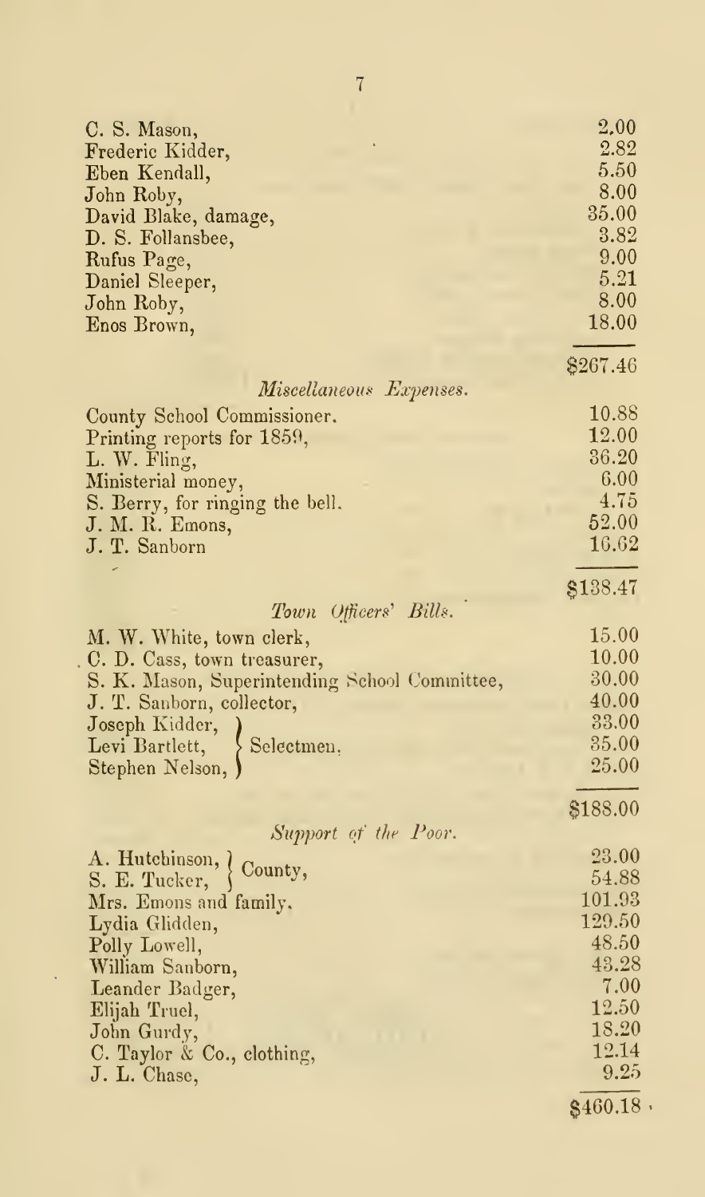| | |
|---|---|
| C. S. Mason, | 2.00 |
| Frederic Kidder, | 2.82 |
| Eben Kendall, | 5.50 |
| John Roby, | 8.00 |
| David Blake, damage, | 35.00 |
| D. S. Follansbee, | 3.82 |
| Rufus Page, | 9.00 |
| Daniel Sleeper, | 5.21 |
| John Roby, | 8.00 |
| Enos Brown, | 18.00 |
| | $267.46 |

*Miscellaneous Expenses.*

| | |
|---|---|
| County School Commissioner. | 10.88 |
| Printing reports for 1859, | 12.00 |
| L. W. Fling, | 36.20 |
| Ministerial money, | 6.00 |
| S. Berry, for ringing the bell. | 4.75 |
| J. M. R. Emons, | 52.00 |
| J. T. Sanborn | 16.62 |
| | $138.47 |

*Town Officers' Bills.*

| | |
|---|---|
| M. W. White, town clerk, | 15.00 |
| C. D. Cass, town treasurer, | 10.00 |
| S. K. Mason, Superintending School Committee, | 30.00 |
| J. T. Sanborn, collector, | 40.00 |
| Joseph Kidder, Selectmen. | 33.00 |
| Levi Bartlett, Selectmen. | 35.00 |
| Stephen Nelson, Selectmen. | 25.00 |
| | $188.00 |

*Support of the Poor.*

| | |
|---|---|
| A. Hutchinson, County, | 23.00 |
| S. E. Tucker, County, | 54.88 |
| Mrs. Emons and family. | 101.93 |
| Lydia Glidden, | 129.50 |
| Polly Lowell, | 48.50 |
| William Sanborn, | 43.28 |
| Leander Badger, | 7.00 |
| Elijah Truel, | 12.50 |
| John Gurdy, | 18.20 |
| C. Taylor & Co., clothing, | 12.14 |
| J. L. Chase, | 9.25 |
| | $460.18 |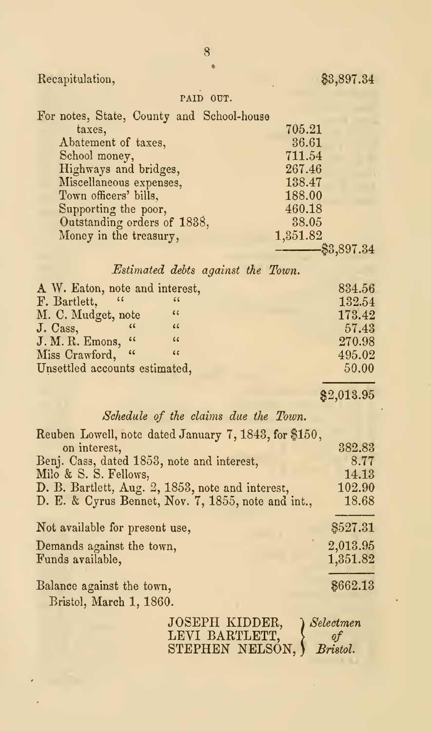Recapitulation, $3,897.34

PAID OUT.

| | | |
|---|---|---|
| For notes, State, County and School-house taxes, | 705.21 | |
| Abatement of taxes, | 36.61 | |
| School money, | 711.54 | |
| Highways and bridges, | 267.46 | |
| Miscellaneous expenses, | 138.47 | |
| Town officers' bills, | 188.00 | |
| Supporting the poor, | 460.18 | |
| Outstanding orders of 1838, | 38.05 | |
| Money in the treasury, | 1,351.82 | |
| | | $3,897.34 |

*Estimated debts against the Town.*

| | |
|---|---|
| A W. Eaton, note and interest, | 834.56 |
| F. Bartlett, " " | 132.54 |
| M. C. Mudget, note " | 173.42 |
| J. Cass, " " | 57.43 |
| J. M. R. Emons, " " | 270.98 |
| Miss Crawford, " " | 495.02 |
| Unsettled accounts estimated, | 50.00 |
| | $2,013.95 |

*Schedule of the claims due the Town.*

| | |
|---|---|
| Reuben Lowell, note dated January 7, 1843, for $150, on interest, | 382.83 |
| Benj. Cass, dated 1853, note and interest, | 8.77 |
| Milo & S. S. Fellows, | 14.13 |
| D. B. Bartlett, Aug. 2, 1853, note and interest, | 102.90 |
| D. E. & Cyrus Bennet, Nov. 7, 1855, note and int., | 18.68 |
| Not available for present use, | $527.31 |
| Demands against the town, | 2,013.95 |
| Funds available, | 1,351.82 |
| Balance against the town, | $662.13 |

Bristol, March 1, 1860.

JOSEPH KIDDER,
LEVI BARTLETT,
STEPHEN NELSON,
*Selectmen of Bristol.*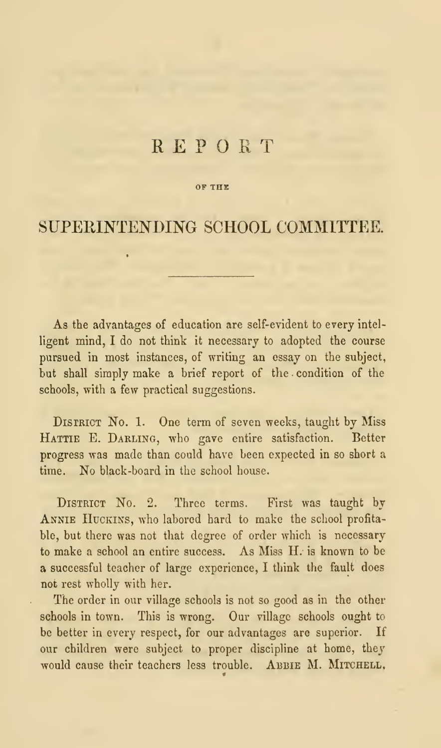# REPORT

OF THE

## SUPERINTENDING SCHOOL COMMITTEE.

---

As the advantages of education are self-evident to every intelligent mind, I do not think it necessary to adopted the course pursued in most instances, of writing an essay on the subject, but shall simply make a brief report of the condition of the schools, with a few practical suggestions.

District No. 1. One term of seven weeks, taught by Miss Hattie E. Darling, who gave entire satisfaction. Better progress was made than could have been expected in so short a time. No black-board in the school house.

District No. 2. Three terms. First was taught by Annie Huckins, who labored hard to make the school profitable, but there was not that degree of order which is necessary to make a school an entire success. As Miss H. is known to be a successful teacher of large experience, I think the fault does not rest wholly with her.

The order in our village schools is not so good as in the other schools in town. This is wrong. Our village schools ought to be better in every respect, for our advantages are superior. If our children were subject to proper discipline at home, they would cause their teachers less trouble. Abbie M. Mitchell,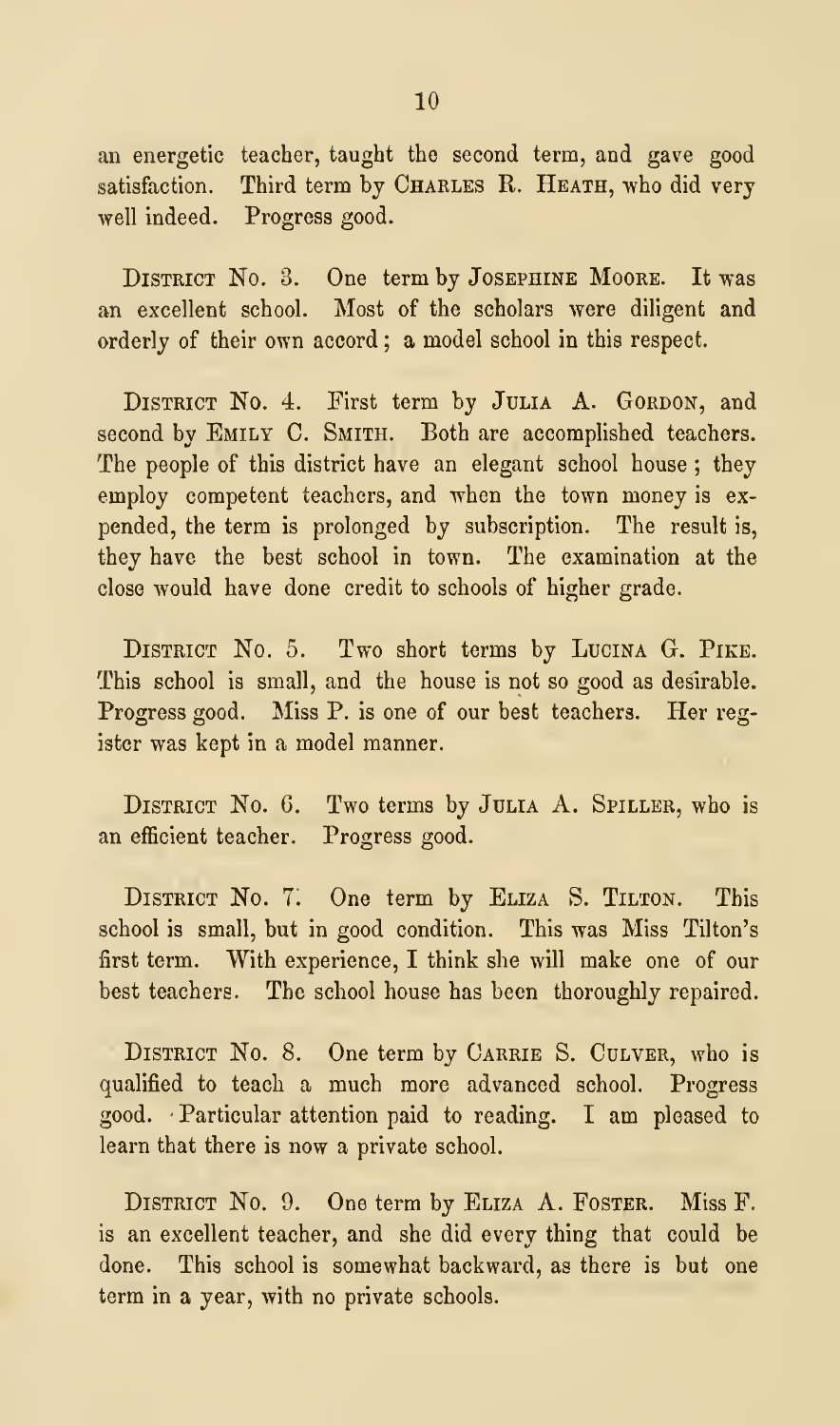an energetic teacher, taught the second term, and gave good satisfaction. Third term by CHARLES R. HEATH, who did very well indeed. Progress good.

DISTRICT NO. 3. One term by JOSEPHINE MOORE. It was an excellent school. Most of the scholars were diligent and orderly of their own accord; a model school in this respect.

DISTRICT NO. 4. First term by JULIA A. GORDON, and second by EMILY C. SMITH. Both are accomplished teachers. The people of this district have an elegant school house; they employ competent teachers, and when the town money is expended, the term is prolonged by subscription. The result is, they have the best school in town. The examination at the close would have done credit to schools of higher grade.

DISTRICT NO. 5. Two short terms by LUCINA G. PIKE. This school is small, and the house is not so good as desirable. Progress good. Miss P. is one of our best teachers. Her register was kept in a model manner.

DISTRICT NO. 6. Two terms by JULIA A. SPILLER, who is an efficient teacher. Progress good.

DISTRICT NO. 7. One term by ELIZA S. TILTON. This school is small, but in good condition. This was Miss Tilton's first term. With experience, I think she will make one of our best teachers. The school house has been thoroughly repaired.

DISTRICT NO. 8. One term by CARRIE S. CULVER, who is qualified to teach a much more advanced school. Progress good. Particular attention paid to reading. I am pleased to learn that there is now a private school.

DISTRICT NO. 9. One term by ELIZA A. FOSTER. Miss F. is an excellent teacher, and she did every thing that could be done. This school is somewhat backward, as there is but one term in a year, with no private schools.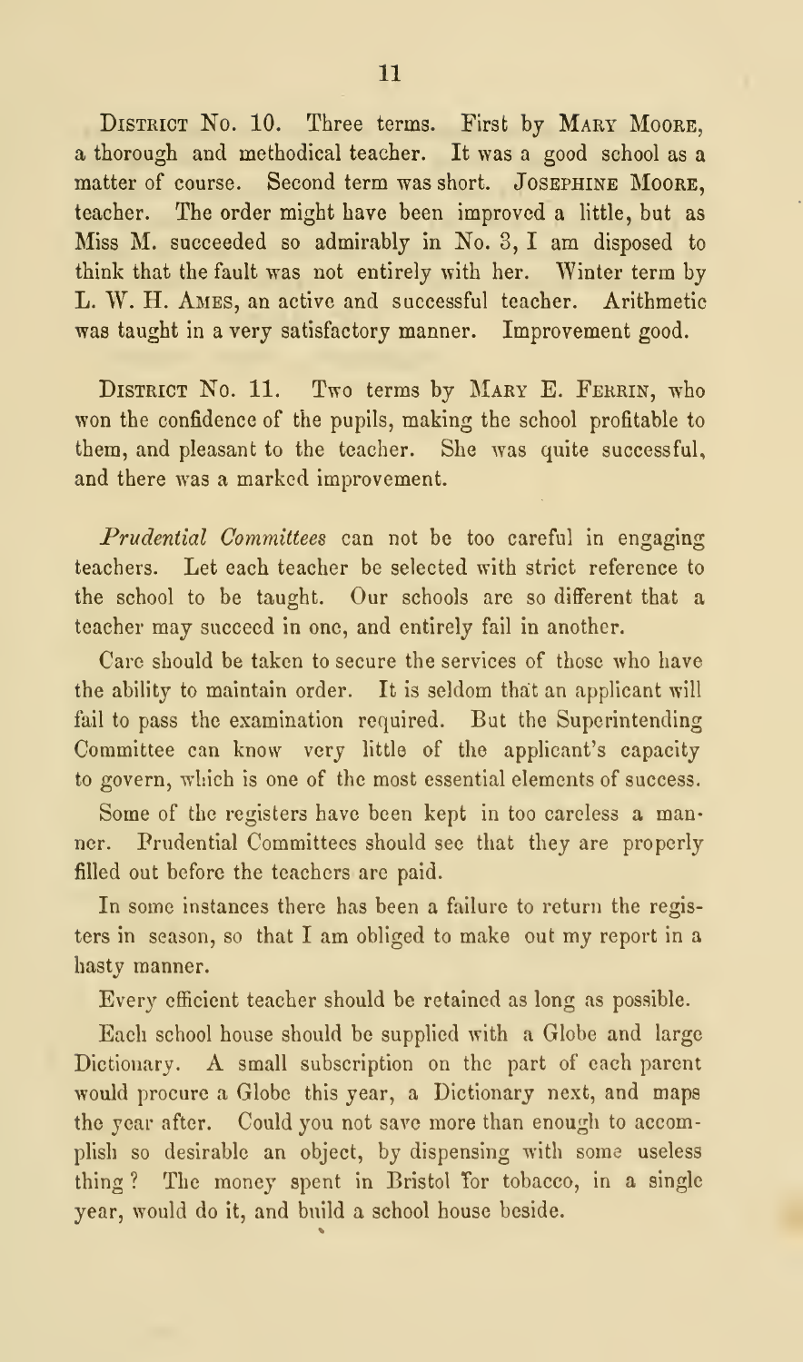DISTRICT NO. 10. Three terms. First by MARY MOORE, a thorough and methodical teacher. It was a good school as a matter of course. Second term was short. JOSEPHINE MOORE, teacher. The order might have been improved a little, but as Miss M. succeeded so admirably in No. 3, I am disposed to think that the fault was not entirely with her. Winter term by L. W. H. AMES, an active and successful teacher. Arithmetic was taught in a very satisfactory manner. Improvement good.

DISTRICT NO. 11. Two terms by MARY E. FERRIN, who won the confidence of the pupils, making the school profitable to them, and pleasant to the teacher. She was quite successful, and there was a marked improvement.

*Prudential Committees* can not be too careful in engaging teachers. Let each teacher be selected with strict reference to the school to be taught. Our schools are so different that a teacher may succeed in one, and entirely fail in another.

Care should be taken to secure the services of those who have the ability to maintain order. It is seldom that an applicant will fail to pass the examination required. But the Superintending Committee can know very little of the applicant's capacity to govern, which is one of the most essential elements of success.

Some of the registers have been kept in too careless a manner. Prudential Committees should see that they are properly filled out before the teachers are paid.

In some instances there has been a failure to return the registers in season, so that I am obliged to make out my report in a hasty manner.

Every efficient teacher should be retained as long as possible.

Each school house should be supplied with a Globe and large Dictionary. A small subscription on the part of each parent would procure a Globe this year, a Dictionary next, and maps the year after. Could you not save more than enough to accomplish so desirable an object, by dispensing with some useless thing? The money spent in Bristol for tobacco, in a single year, would do it, and build a school house beside.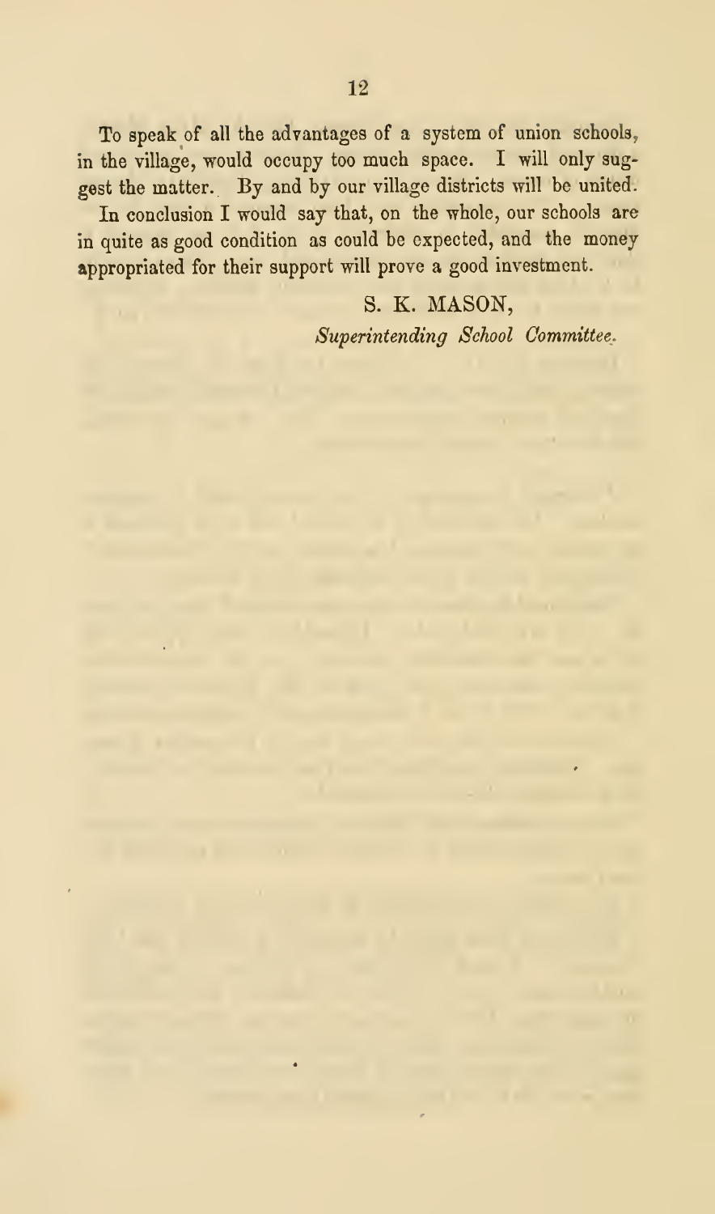To speak of all the advantages of a system of union schools, in the village, would occupy too much space. I will only suggest the matter. By and by our village districts will be united.

In conclusion I would say that, on the whole, our schools are in quite as good condition as could be expected, and the money appropriated for their support will prove a good investment.

S. K. MASON,
*Superintending School Committee.*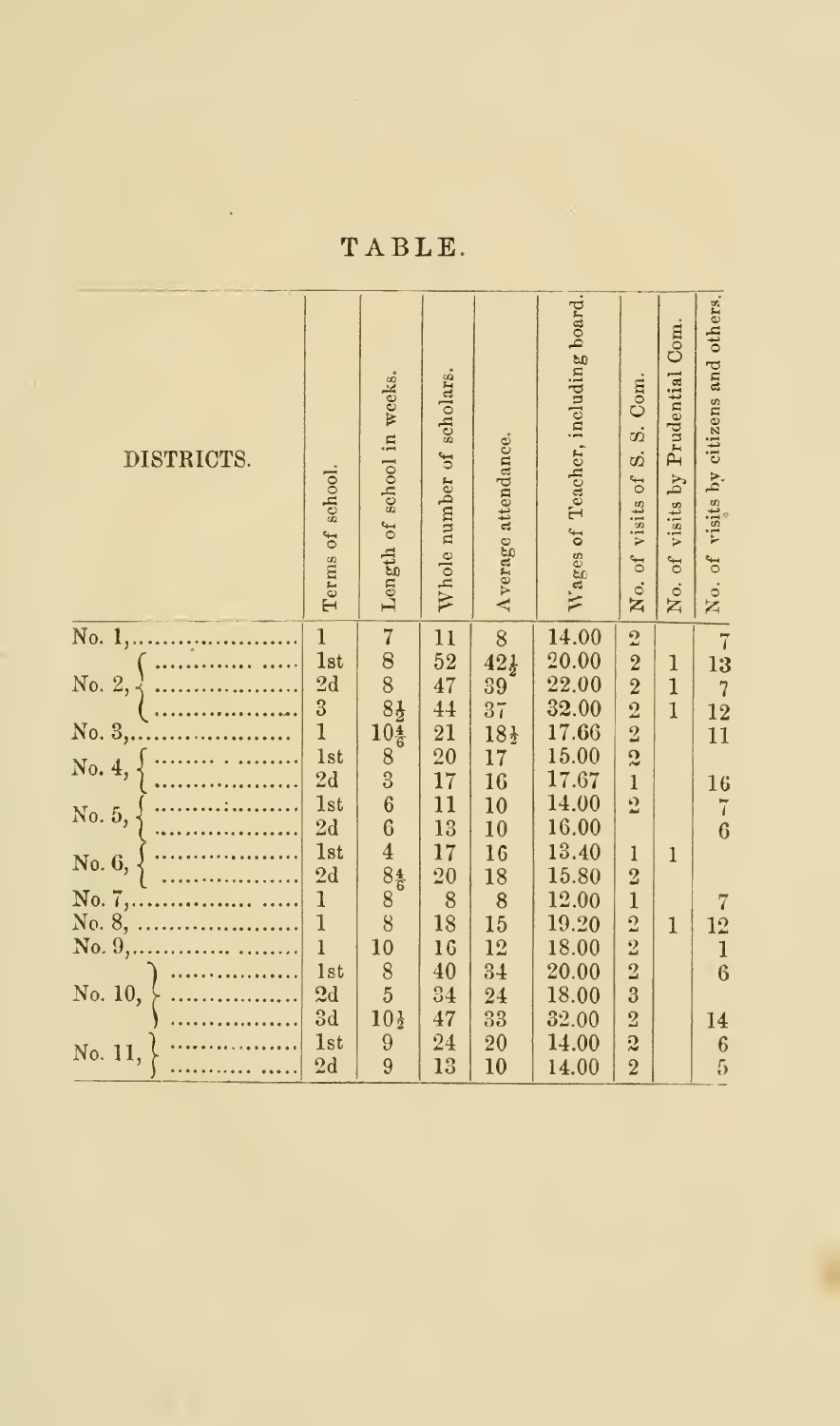# TABLE.

| DISTRICTS. | Terms of school. | Length of school in weeks. | Whole number of scholars. | Average attendance. | Wages of Teacher, including board. | No. of visits of S. S. Com. | No. of visits by Prudential Com. | No. of visits by citizens and others. |
|---|---|---|---|---|---|---|---|---|
| No. 1, | 1 | 7 | 11 | 8 | 14.00 | 2 | | 7 |
| No. 2, | 1st | 8 | 52 | 42½ | 20.00 | 2 | 1 | 13 |
| | 2d | 8 | 47 | 39 | 22.00 | 2 | 1 | 7 |
| | 3 | 8½ | 44 | 37 | 32.00 | 2 | 1 | 12 |
| No. 3, | 1 | 10$\frac{4}{6}$ | 21 | 18½ | 17.66 | 2 | | 11 |
| No. 4, | 1st | 8 | 20 | 17 | 15.00 | 2 | | |
| | 2d | 3 | 17 | 16 | 17.67 | 1 | | 16 |
| No. 5, | 1st | 6 | 11 | 10 | 14.00 | 2 | | 7 |
| | 2d | 6 | 13 | 10 | 16.00 | | | 6 |
| No. 6, | 1st | 4 | 17 | 16 | 13.40 | 1 | 1 | |
| | 2d | 8$\frac{4}{6}$ | 20 | 18 | 15.80 | 2 | | |
| No. 7, | 1 | 8 | 8 | 8 | 12.00 | 1 | | 7 |
| No. 8, | 1 | 8 | 18 | 15 | 19.20 | 2 | 1 | 12 |
| No. 9, | 1 | 10 | 16 | 12 | 18.00 | 2 | | 1 |
| No. 10, | 1st | 8 | 40 | 34 | 20.00 | 2 | | 6 |
| | 2d | 5 | 34 | 24 | 18.00 | 3 | | |
| | 3d | 10½ | 47 | 33 | 32.00 | 2 | | 14 |
| No. 11, | 1st | 9 | 24 | 20 | 14.00 | 2 | | 6 |
| | 2d | 9 | 13 | 10 | 14.00 | 2 | | 5 |